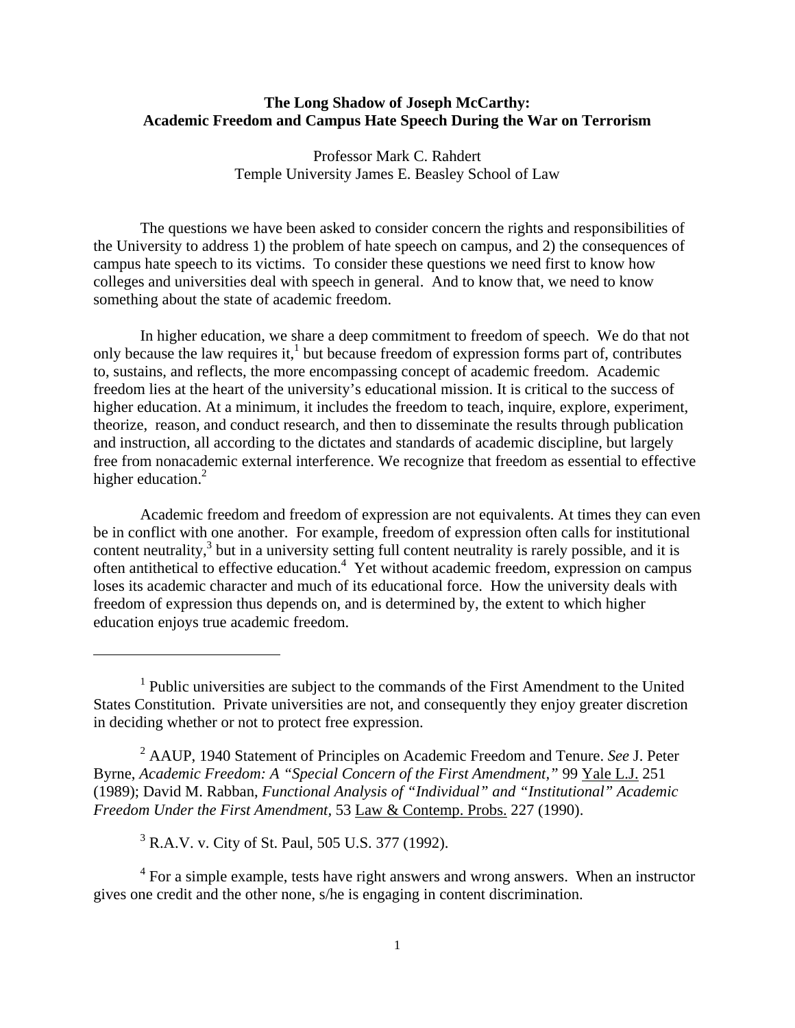# The Long Shadow of Joseph McCarthy: Academic Freedom and Campus Hate Speech During the War on Terrorism

Professor Mark C. Rahdert
Temple University James E. Beasley School of Law

The questions we have been asked to consider concern the rights and responsibilities of the University to address 1) the problem of hate speech on campus, and 2) the consequences of campus hate speech to its victims. To consider these questions we need first to know how colleges and universities deal with speech in general. And to know that, we need to know something about the state of academic freedom.

In higher education, we share a deep commitment to freedom of speech. We do that not only because the law requires it,[1] but because freedom of expression forms part of, contributes to, sustains, and reflects, the more encompassing concept of academic freedom. Academic freedom lies at the heart of the university's educational mission. It is critical to the success of higher education. At a minimum, it includes the freedom to teach, inquire, explore, experiment, theorize, reason, and conduct research, and then to disseminate the results through publication and instruction, all according to the dictates and standards of academic discipline, but largely free from nonacademic external interference. We recognize that freedom as essential to effective higher education.[2]

Academic freedom and freedom of expression are not equivalents. At times they can even be in conflict with one another. For example, freedom of expression often calls for institutional content neutrality,[3] but in a university setting full content neutrality is rarely possible, and it is often antithetical to effective education.[4] Yet without academic freedom, expression on campus loses its academic character and much of its educational force. How the university deals with freedom of expression thus depends on, and is determined by, the extent to which higher education enjoys true academic freedom.

---

[1] Public universities are subject to the commands of the First Amendment to the United States Constitution. Private universities are not, and consequently they enjoy greater discretion in deciding whether or not to protect free expression.

[2] AAUP, 1940 Statement of Principles on Academic Freedom and Tenure. *See* J. Peter Byrne, *Academic Freedom: A "Special Concern of the First Amendment,"* 99 Yale L.J. 251 (1989); David M. Rabban, *Functional Analysis of "Individual" and "Institutional" Academic Freedom Under the First Amendment*, 53 Law & Contemp. Probs. 227 (1990).

[3] R.A.V. v. City of St. Paul, 505 U.S. 377 (1992).

[4] For a simple example, tests have right answers and wrong answers. When an instructor gives one credit and the other none, s/he is engaging in content discrimination.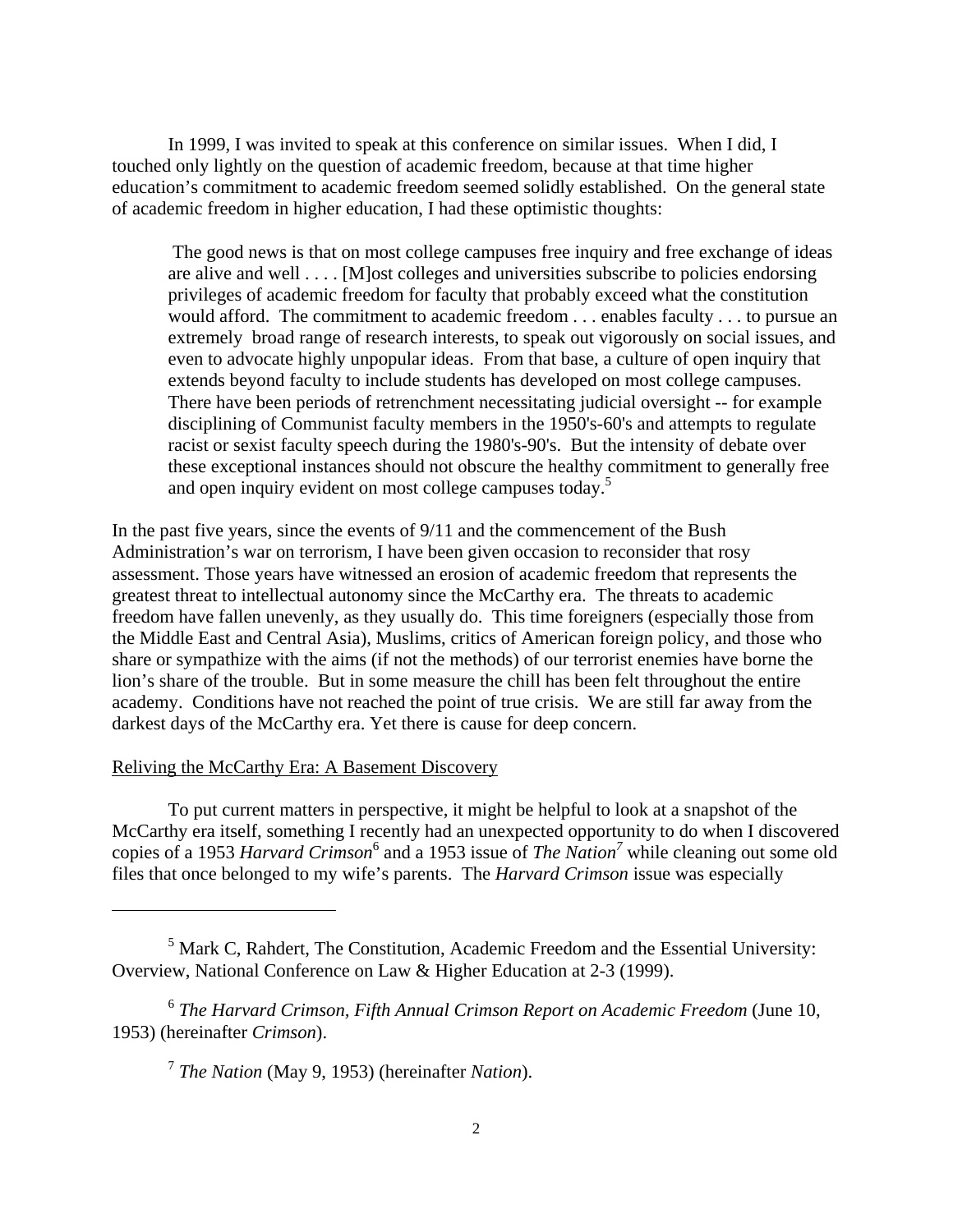In 1999, I was invited to speak at this conference on similar issues. When I did, I touched only lightly on the question of academic freedom, because at that time higher education's commitment to academic freedom seemed solidly established. On the general state of academic freedom in higher education, I had these optimistic thoughts:

> The good news is that on most college campuses free inquiry and free exchange of ideas are alive and well . . . . [M]ost colleges and universities subscribe to policies endorsing privileges of academic freedom for faculty that probably exceed what the constitution would afford. The commitment to academic freedom . . . enables faculty . . . to pursue an extremely broad range of research interests, to speak out vigorously on social issues, and even to advocate highly unpopular ideas. From that base, a culture of open inquiry that extends beyond faculty to include students has developed on most college campuses. There have been periods of retrenchment necessitating judicial oversight -- for example disciplining of Communist faculty members in the 1950's-60's and attempts to regulate racist or sexist faculty speech during the 1980's-90's. But the intensity of debate over these exceptional instances should not obscure the healthy commitment to generally free and open inquiry evident on most college campuses today.[5]

In the past five years, since the events of 9/11 and the commencement of the Bush Administration's war on terrorism, I have been given occasion to reconsider that rosy assessment. Those years have witnessed an erosion of academic freedom that represents the greatest threat to intellectual autonomy since the McCarthy era. The threats to academic freedom have fallen unevenly, as they usually do. This time foreigners (especially those from the Middle East and Central Asia), Muslims, critics of American foreign policy, and those who share or sympathize with the aims (if not the methods) of our terrorist enemies have borne the lion's share of the trouble. But in some measure the chill has been felt throughout the entire academy. Conditions have not reached the point of true crisis. We are still far away from the darkest days of the McCarthy era. Yet there is cause for deep concern.

## Reliving the McCarthy Era: A Basement Discovery

To put current matters in perspective, it might be helpful to look at a snapshot of the McCarthy era itself, something I recently had an unexpected opportunity to do when I discovered copies of a 1953 *Harvard Crimson*[6] and a 1953 issue of *The Nation*[7] while cleaning out some old files that once belonged to my wife's parents. The *Harvard Crimson* issue was especially

---

[5] Mark C, Rahdert, The Constitution, Academic Freedom and the Essential University: Overview, National Conference on Law & Higher Education at 2-3 (1999).

[6] *The Harvard Crimson, Fifth Annual Crimson Report on Academic Freedom* (June 10, 1953) (hereinafter *Crimson*).

[7] *The Nation* (May 9, 1953) (hereinafter *Nation*).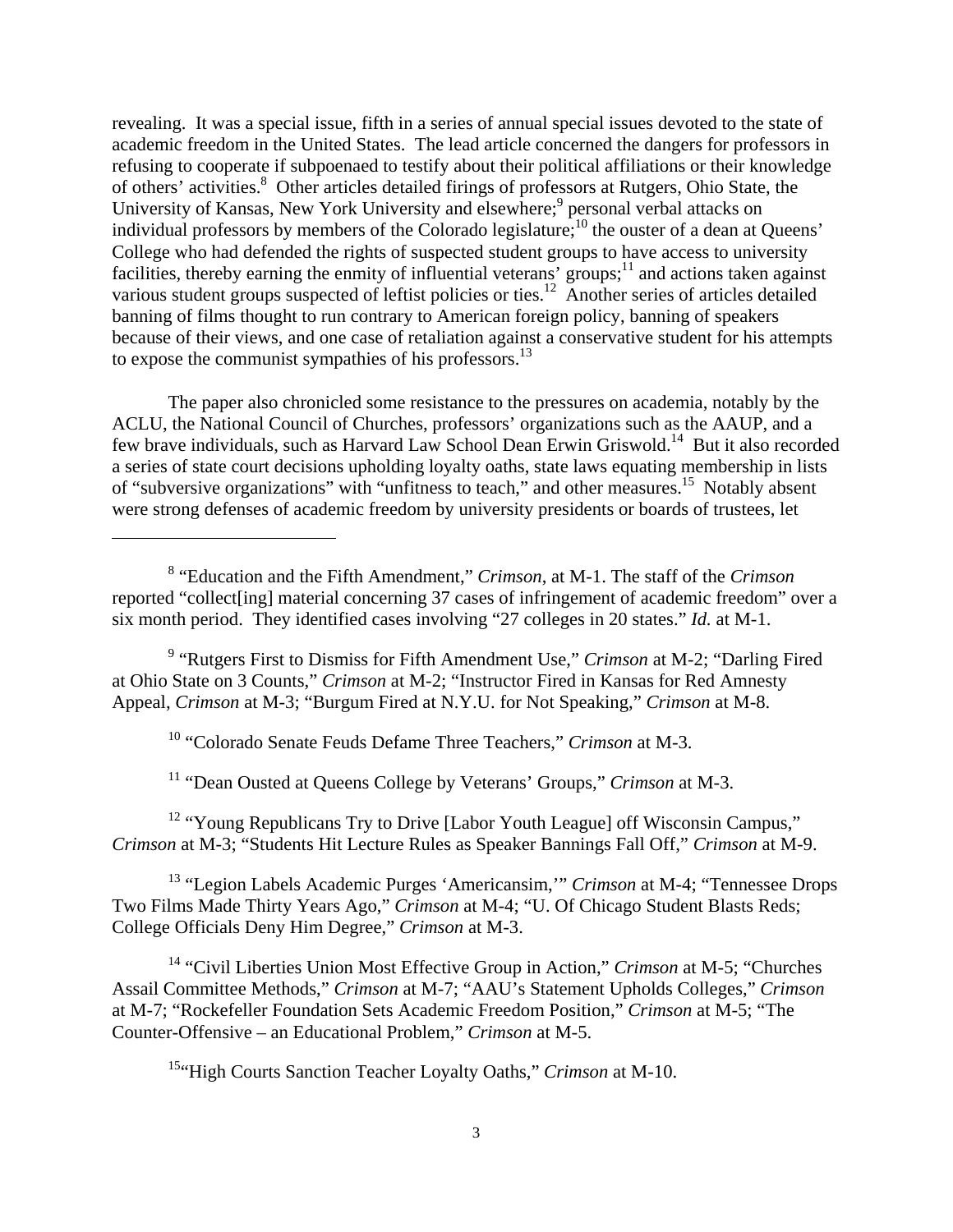revealing. It was a special issue, fifth in a series of annual special issues devoted to the state of academic freedom in the United States. The lead article concerned the dangers for professors in refusing to cooperate if subpoenaed to testify about their political affiliations or their knowledge of others' activities.[8] Other articles detailed firings of professors at Rutgers, Ohio State, the University of Kansas, New York University and elsewhere;[9] personal verbal attacks on individual professors by members of the Colorado legislature;[10] the ouster of a dean at Queens' College who had defended the rights of suspected student groups to have access to university facilities, thereby earning the enmity of influential veterans' groups;[11] and actions taken against various student groups suspected of leftist policies or ties.[12] Another series of articles detailed banning of films thought to run contrary to American foreign policy, banning of speakers because of their views, and one case of retaliation against a conservative student for his attempts to expose the communist sympathies of his professors.[13]

The paper also chronicled some resistance to the pressures on academia, notably by the ACLU, the National Council of Churches, professors' organizations such as the AAUP, and a few brave individuals, such as Harvard Law School Dean Erwin Griswold.[14] But it also recorded a series of state court decisions upholding loyalty oaths, state laws equating membership in lists of "subversive organizations" with "unfitness to teach," and other measures.[15] Notably absent were strong defenses of academic freedom by university presidents or boards of trustees, let

---

[8] "Education and the Fifth Amendment," *Crimson*, at M-1. The staff of the *Crimson* reported "collect[ing] material concerning 37 cases of infringement of academic freedom" over a six month period. They identified cases involving "27 colleges in 20 states." *Id.* at M-1.

[9] "Rutgers First to Dismiss for Fifth Amendment Use," *Crimson* at M-2; "Darling Fired at Ohio State on 3 Counts," *Crimson* at M-2; "Instructor Fired in Kansas for Red Amnesty Appeal, *Crimson* at M-3; "Burgum Fired at N.Y.U. for Not Speaking," *Crimson* at M-8.

[10] "Colorado Senate Feuds Defame Three Teachers," *Crimson* at M-3.

[11] "Dean Ousted at Queens College by Veterans' Groups," *Crimson* at M-3.

[12] "Young Republicans Try to Drive [Labor Youth League] off Wisconsin Campus," *Crimson* at M-3; "Students Hit Lecture Rules as Speaker Bannings Fall Off," *Crimson* at M-9.

[13] "Legion Labels Academic Purges 'Americansim,'" *Crimson* at M-4; "Tennessee Drops Two Films Made Thirty Years Ago," *Crimson* at M-4; "U. Of Chicago Student Blasts Reds; College Officials Deny Him Degree," *Crimson* at M-3.

[14] "Civil Liberties Union Most Effective Group in Action," *Crimson* at M-5; "Churches Assail Committee Methods," *Crimson* at M-7; "AAU's Statement Upholds Colleges," *Crimson* at M-7; "Rockefeller Foundation Sets Academic Freedom Position," *Crimson* at M-5; "The Counter-Offensive – an Educational Problem," *Crimson* at M-5.

[15] "High Courts Sanction Teacher Loyalty Oaths," *Crimson* at M-10.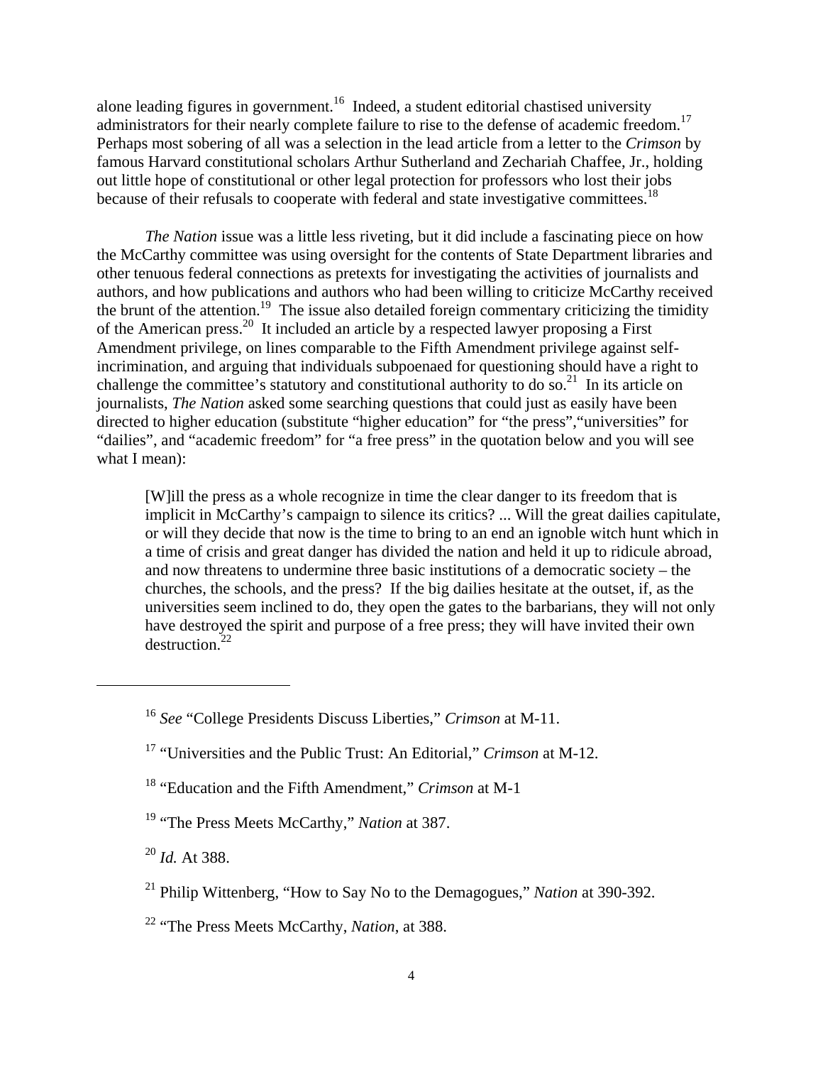alone leading figures in government.[16] Indeed, a student editorial chastised university administrators for their nearly complete failure to rise to the defense of academic freedom.[17] Perhaps most sobering of all was a selection in the lead article from a letter to the *Crimson* by famous Harvard constitutional scholars Arthur Sutherland and Zechariah Chaffee, Jr., holding out little hope of constitutional or other legal protection for professors who lost their jobs because of their refusals to cooperate with federal and state investigative committees.[18]

*The Nation* issue was a little less riveting, but it did include a fascinating piece on how the McCarthy committee was using oversight for the contents of State Department libraries and other tenuous federal connections as pretexts for investigating the activities of journalists and authors, and how publications and authors who had been willing to criticize McCarthy received the brunt of the attention.[19] The issue also detailed foreign commentary criticizing the timidity of the American press.[20] It included an article by a respected lawyer proposing a First Amendment privilege, on lines comparable to the Fifth Amendment privilege against self-incrimination, and arguing that individuals subpoenaed for questioning should have a right to challenge the committee's statutory and constitutional authority to do so.[21] In its article on journalists, *The Nation* asked some searching questions that could just as easily have been directed to higher education (substitute "higher education" for "the press","universities" for "dailies", and "academic freedom" for "a free press" in the quotation below and you will see what I mean):

> [W]ill the press as a whole recognize in time the clear danger to its freedom that is implicit in McCarthy's campaign to silence its critics? ... Will the great dailies capitulate, or will they decide that now is the time to bring to an end an ignoble witch hunt which in a time of crisis and great danger has divided the nation and held it up to ridicule abroad, and now threatens to undermine three basic institutions of a democratic society – the churches, the schools, and the press? If the big dailies hesitate at the outset, if, as the universities seem inclined to do, they open the gates to the barbarians, they will not only have destroyed the spirit and purpose of a free press; they will have invited their own destruction.[22]

---

[16] *See* "College Presidents Discuss Liberties," *Crimson* at M-11.

[17] "Universities and the Public Trust: An Editorial," *Crimson* at M-12.

[18] "Education and the Fifth Amendment," *Crimson* at M-1

[19] "The Press Meets McCarthy," *Nation* at 387.

[20] *Id.* At 388.

[21] Philip Wittenberg, "How to Say No to the Demagogues," *Nation* at 390-392.

[22] "The Press Meets McCarthy, *Nation*, at 388.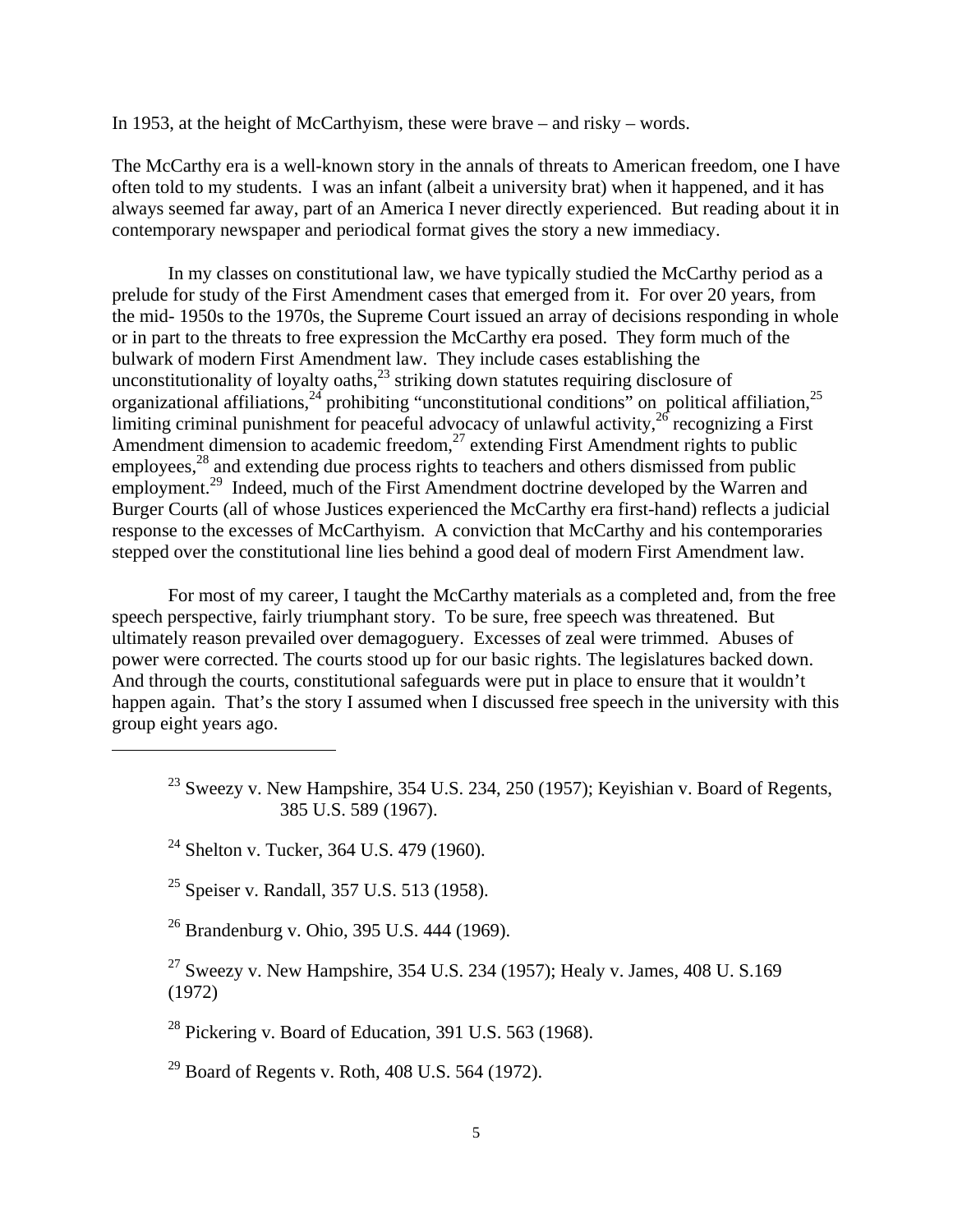In 1953, at the height of McCarthyism, these were brave – and risky – words.

The McCarthy era is a well-known story in the annals of threats to American freedom, one I have often told to my students. I was an infant (albeit a university brat) when it happened, and it has always seemed far away, part of an America I never directly experienced. But reading about it in contemporary newspaper and periodical format gives the story a new immediacy.

In my classes on constitutional law, we have typically studied the McCarthy period as a prelude for study of the First Amendment cases that emerged from it. For over 20 years, from the mid- 1950s to the 1970s, the Supreme Court issued an array of decisions responding in whole or in part to the threats to free expression the McCarthy era posed. They form much of the bulwark of modern First Amendment law. They include cases establishing the unconstitutionality of loyalty oaths,[23] striking down statutes requiring disclosure of organizational affiliations,[24] prohibiting "unconstitutional conditions" on political affiliation,[25] limiting criminal punishment for peaceful advocacy of unlawful activity,[26] recognizing a First Amendment dimension to academic freedom,[27] extending First Amendment rights to public employees,[28] and extending due process rights to teachers and others dismissed from public employment.[29] Indeed, much of the First Amendment doctrine developed by the Warren and Burger Courts (all of whose Justices experienced the McCarthy era first-hand) reflects a judicial response to the excesses of McCarthyism. A conviction that McCarthy and his contemporaries stepped over the constitutional line lies behind a good deal of modern First Amendment law.

For most of my career, I taught the McCarthy materials as a completed and, from the free speech perspective, fairly triumphant story. To be sure, free speech was threatened. But ultimately reason prevailed over demagoguery. Excesses of zeal were trimmed. Abuses of power were corrected. The courts stood up for our basic rights. The legislatures backed down. And through the courts, constitutional safeguards were put in place to ensure that it wouldn't happen again. That's the story I assumed when I discussed free speech in the university with this group eight years ago.

---

[23] Sweezy v. New Hampshire, 354 U.S. 234, 250 (1957); Keyishian v. Board of Regents, 385 U.S. 589 (1967).

[24] Shelton v. Tucker, 364 U.S. 479 (1960).

[25] Speiser v. Randall, 357 U.S. 513 (1958).

[26] Brandenburg v. Ohio, 395 U.S. 444 (1969).

[27] Sweezy v. New Hampshire, 354 U.S. 234 (1957); Healy v. James, 408 U. S.169 (1972)

[28] Pickering v. Board of Education, 391 U.S. 563 (1968).

[29] Board of Regents v. Roth, 408 U.S. 564 (1972).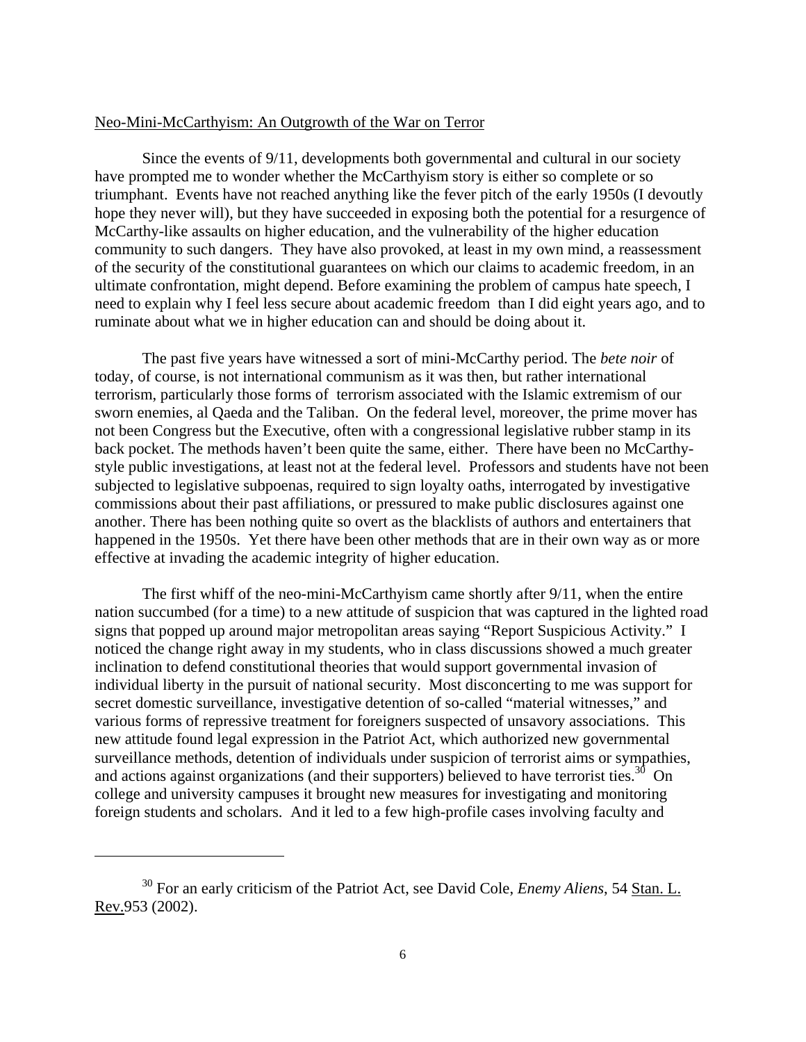Neo-Mini-McCarthyism: An Outgrowth of the War on Terror

Since the events of 9/11, developments both governmental and cultural in our society have prompted me to wonder whether the McCarthyism story is either so complete or so triumphant. Events have not reached anything like the fever pitch of the early 1950s (I devoutly hope they never will), but they have succeeded in exposing both the potential for a resurgence of McCarthy-like assaults on higher education, and the vulnerability of the higher education community to such dangers. They have also provoked, at least in my own mind, a reassessment of the security of the constitutional guarantees on which our claims to academic freedom, in an ultimate confrontation, might depend. Before examining the problem of campus hate speech, I need to explain why I feel less secure about academic freedom than I did eight years ago, and to ruminate about what we in higher education can and should be doing about it.

The past five years have witnessed a sort of mini-McCarthy period. The *bete noir* of today, of course, is not international communism as it was then, but rather international terrorism, particularly those forms of terrorism associated with the Islamic extremism of our sworn enemies, al Qaeda and the Taliban. On the federal level, moreover, the prime mover has not been Congress but the Executive, often with a congressional legislative rubber stamp in its back pocket. The methods haven't been quite the same, either. There have been no McCarthy-style public investigations, at least not at the federal level. Professors and students have not been subjected to legislative subpoenas, required to sign loyalty oaths, interrogated by investigative commissions about their past affiliations, or pressured to make public disclosures against one another. There has been nothing quite so overt as the blacklists of authors and entertainers that happened in the 1950s. Yet there have been other methods that are in their own way as or more effective at invading the academic integrity of higher education.

The first whiff of the neo-mini-McCarthyism came shortly after 9/11, when the entire nation succumbed (for a time) to a new attitude of suspicion that was captured in the lighted road signs that popped up around major metropolitan areas saying "Report Suspicious Activity." I noticed the change right away in my students, who in class discussions showed a much greater inclination to defend constitutional theories that would support governmental invasion of individual liberty in the pursuit of national security. Most disconcerting to me was support for secret domestic surveillance, investigative detention of so-called "material witnesses," and various forms of repressive treatment for foreigners suspected of unsavory associations. This new attitude found legal expression in the Patriot Act, which authorized new governmental surveillance methods, detention of individuals under suspicion of terrorist aims or sympathies, and actions against organizations (and their supporters) believed to have terrorist ties.[30] On college and university campuses it brought new measures for investigating and monitoring foreign students and scholars. And it led to a few high-profile cases involving faculty and

---

[30] For an early criticism of the Patriot Act, see David Cole, *Enemy Aliens*, 54 Stan. L. Rev.953 (2002).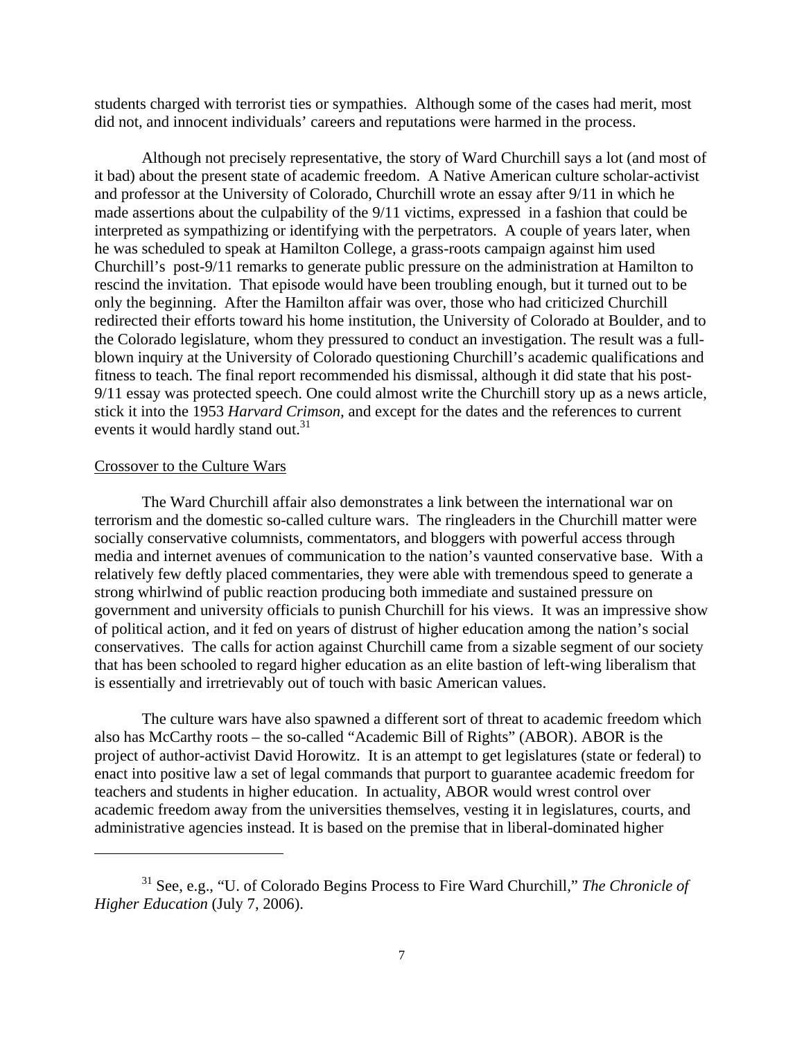students charged with terrorist ties or sympathies. Although some of the cases had merit, most did not, and innocent individuals' careers and reputations were harmed in the process.

Although not precisely representative, the story of Ward Churchill says a lot (and most of it bad) about the present state of academic freedom. A Native American culture scholar-activist and professor at the University of Colorado, Churchill wrote an essay after 9/11 in which he made assertions about the culpability of the 9/11 victims, expressed in a fashion that could be interpreted as sympathizing or identifying with the perpetrators. A couple of years later, when he was scheduled to speak at Hamilton College, a grass-roots campaign against him used Churchill's post-9/11 remarks to generate public pressure on the administration at Hamilton to rescind the invitation. That episode would have been troubling enough, but it turned out to be only the beginning. After the Hamilton affair was over, those who had criticized Churchill redirected their efforts toward his home institution, the University of Colorado at Boulder, and to the Colorado legislature, whom they pressured to conduct an investigation. The result was a full-blown inquiry at the University of Colorado questioning Churchill's academic qualifications and fitness to teach. The final report recommended his dismissal, although it did state that his post-9/11 essay was protected speech. One could almost write the Churchill story up as a news article, stick it into the 1953 *Harvard Crimson*, and except for the dates and the references to current events it would hardly stand out.[31]

## Crossover to the Culture Wars

The Ward Churchill affair also demonstrates a link between the international war on terrorism and the domestic so-called culture wars. The ringleaders in the Churchill matter were socially conservative columnists, commentators, and bloggers with powerful access through media and internet avenues of communication to the nation's vaunted conservative base. With a relatively few deftly placed commentaries, they were able with tremendous speed to generate a strong whirlwind of public reaction producing both immediate and sustained pressure on government and university officials to punish Churchill for his views. It was an impressive show of political action, and it fed on years of distrust of higher education among the nation's social conservatives. The calls for action against Churchill came from a sizable segment of our society that has been schooled to regard higher education as an elite bastion of left-wing liberalism that is essentially and irretrievably out of touch with basic American values.

The culture wars have also spawned a different sort of threat to academic freedom which also has McCarthy roots – the so-called "Academic Bill of Rights" (ABOR). ABOR is the project of author-activist David Horowitz. It is an attempt to get legislatures (state or federal) to enact into positive law a set of legal commands that purport to guarantee academic freedom for teachers and students in higher education. In actuality, ABOR would wrest control over academic freedom away from the universities themselves, vesting it in legislatures, courts, and administrative agencies instead. It is based on the premise that in liberal-dominated higher

---

[31] See, e.g., "U. of Colorado Begins Process to Fire Ward Churchill," *The Chronicle of Higher Education* (July 7, 2006).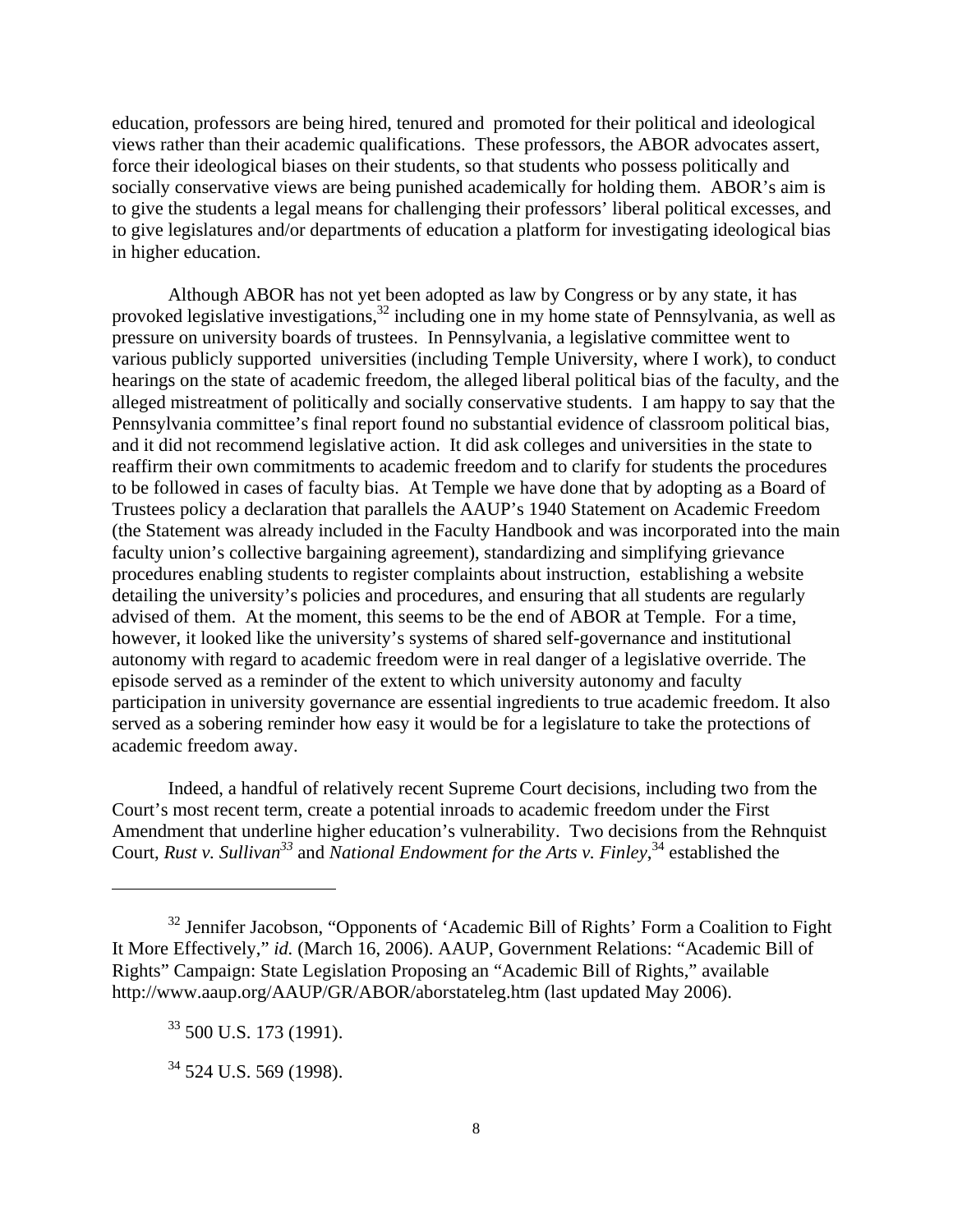education, professors are being hired, tenured and promoted for their political and ideological views rather than their academic qualifications. These professors, the ABOR advocates assert, force their ideological biases on their students, so that students who possess politically and socially conservative views are being punished academically for holding them. ABOR's aim is to give the students a legal means for challenging their professors' liberal political excesses, and to give legislatures and/or departments of education a platform for investigating ideological bias in higher education.

Although ABOR has not yet been adopted as law by Congress or by any state, it has provoked legislative investigations,[32] including one in my home state of Pennsylvania, as well as pressure on university boards of trustees. In Pennsylvania, a legislative committee went to various publicly supported universities (including Temple University, where I work), to conduct hearings on the state of academic freedom, the alleged liberal political bias of the faculty, and the alleged mistreatment of politically and socially conservative students. I am happy to say that the Pennsylvania committee's final report found no substantial evidence of classroom political bias, and it did not recommend legislative action. It did ask colleges and universities in the state to reaffirm their own commitments to academic freedom and to clarify for students the procedures to be followed in cases of faculty bias. At Temple we have done that by adopting as a Board of Trustees policy a declaration that parallels the AAUP's 1940 Statement on Academic Freedom (the Statement was already included in the Faculty Handbook and was incorporated into the main faculty union's collective bargaining agreement), standardizing and simplifying grievance procedures enabling students to register complaints about instruction, establishing a website detailing the university's policies and procedures, and ensuring that all students are regularly advised of them. At the moment, this seems to be the end of ABOR at Temple. For a time, however, it looked like the university's systems of shared self-governance and institutional autonomy with regard to academic freedom were in real danger of a legislative override. The episode served as a reminder of the extent to which university autonomy and faculty participation in university governance are essential ingredients to true academic freedom. It also served as a sobering reminder how easy it would be for a legislature to take the protections of academic freedom away.

Indeed, a handful of relatively recent Supreme Court decisions, including two from the Court's most recent term, create a potential inroads to academic freedom under the First Amendment that underline higher education's vulnerability. Two decisions from the Rehnquist Court, *Rust v. Sullivan*[33] and *National Endowment for the Arts v. Finley*,[34] established the

---

[32] Jennifer Jacobson, "Opponents of 'Academic Bill of Rights' Form a Coalition to Fight It More Effectively," *id.* (March 16, 2006). AAUP, Government Relations: "Academic Bill of Rights" Campaign: State Legislation Proposing an "Academic Bill of Rights," available http://www.aaup.org/AAUP/GR/ABOR/aborstateleg.htm (last updated May 2006).

[33] 500 U.S. 173 (1991).

[34] 524 U.S. 569 (1998).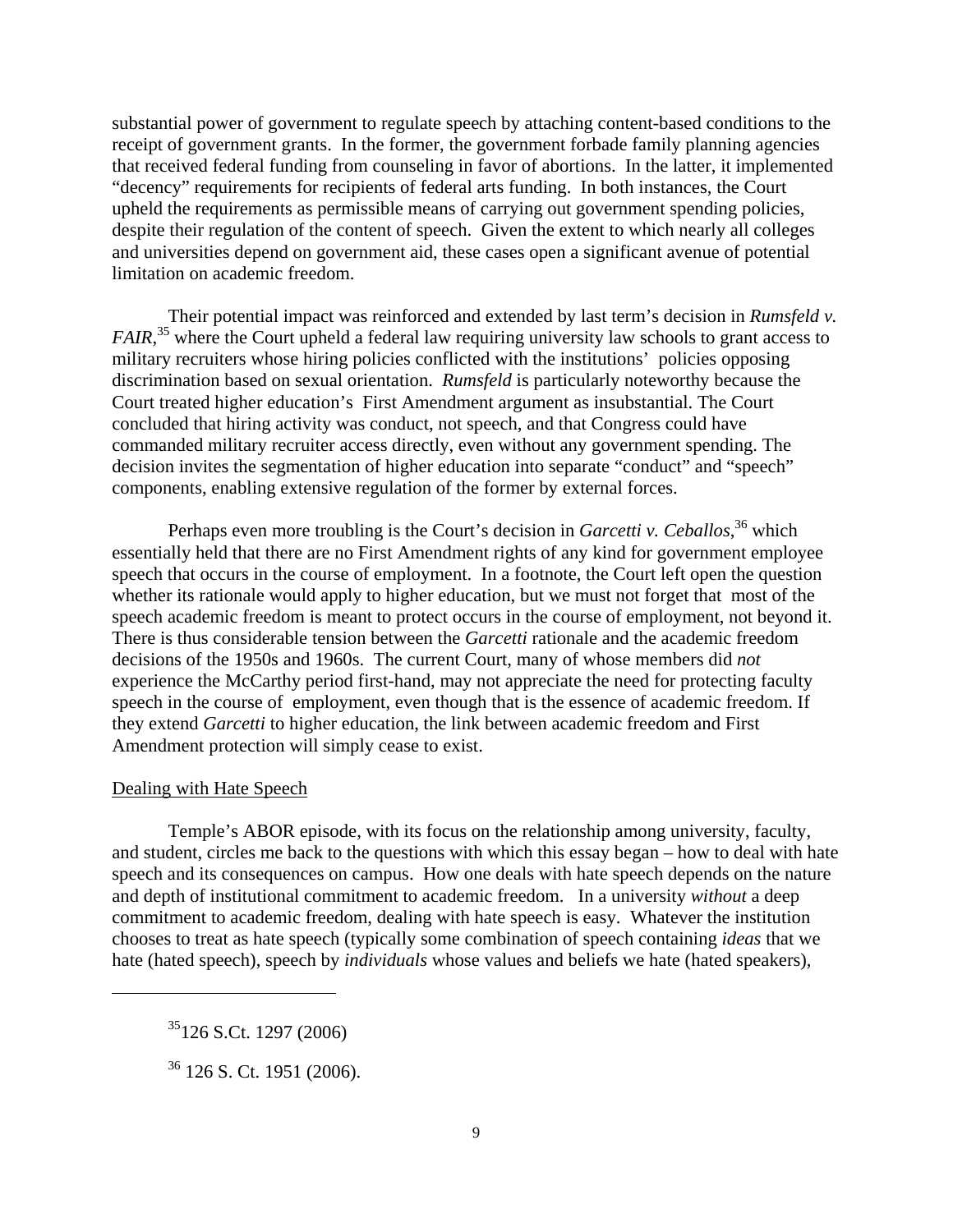substantial power of government to regulate speech by attaching content-based conditions to the receipt of government grants. In the former, the government forbade family planning agencies that received federal funding from counseling in favor of abortions. In the latter, it implemented "decency" requirements for recipients of federal arts funding. In both instances, the Court upheld the requirements as permissible means of carrying out government spending policies, despite their regulation of the content of speech. Given the extent to which nearly all colleges and universities depend on government aid, these cases open a significant avenue of potential limitation on academic freedom.

Their potential impact was reinforced and extended by last term's decision in *Rumsfeld v. FAIR*,[35] where the Court upheld a federal law requiring university law schools to grant access to military recruiters whose hiring policies conflicted with the institutions' policies opposing discrimination based on sexual orientation. *Rumsfeld* is particularly noteworthy because the Court treated higher education's First Amendment argument as insubstantial. The Court concluded that hiring activity was conduct, not speech, and that Congress could have commanded military recruiter access directly, even without any government spending. The decision invites the segmentation of higher education into separate "conduct" and "speech" components, enabling extensive regulation of the former by external forces.

Perhaps even more troubling is the Court's decision in *Garcetti v. Ceballos*,[36] which essentially held that there are no First Amendment rights of any kind for government employee speech that occurs in the course of employment. In a footnote, the Court left open the question whether its rationale would apply to higher education, but we must not forget that most of the speech academic freedom is meant to protect occurs in the course of employment, not beyond it. There is thus considerable tension between the *Garcetti* rationale and the academic freedom decisions of the 1950s and 1960s. The current Court, many of whose members did *not* experience the McCarthy period first-hand, may not appreciate the need for protecting faculty speech in the course of employment, even though that is the essence of academic freedom. If they extend *Garcetti* to higher education, the link between academic freedom and First Amendment protection will simply cease to exist.

<u>Dealing with Hate Speech</u>

Temple's ABOR episode, with its focus on the relationship among university, faculty, and student, circles me back to the questions with which this essay began – how to deal with hate speech and its consequences on campus. How one deals with hate speech depends on the nature and depth of institutional commitment to academic freedom. In a university *without* a deep commitment to academic freedom, dealing with hate speech is easy. Whatever the institution chooses to treat as hate speech (typically some combination of speech containing *ideas* that we hate (hated speech), speech by *individuals* whose values and beliefs we hate (hated speakers),

---

[35] 126 S.Ct. 1297 (2006)

[36] 126 S. Ct. 1951 (2006).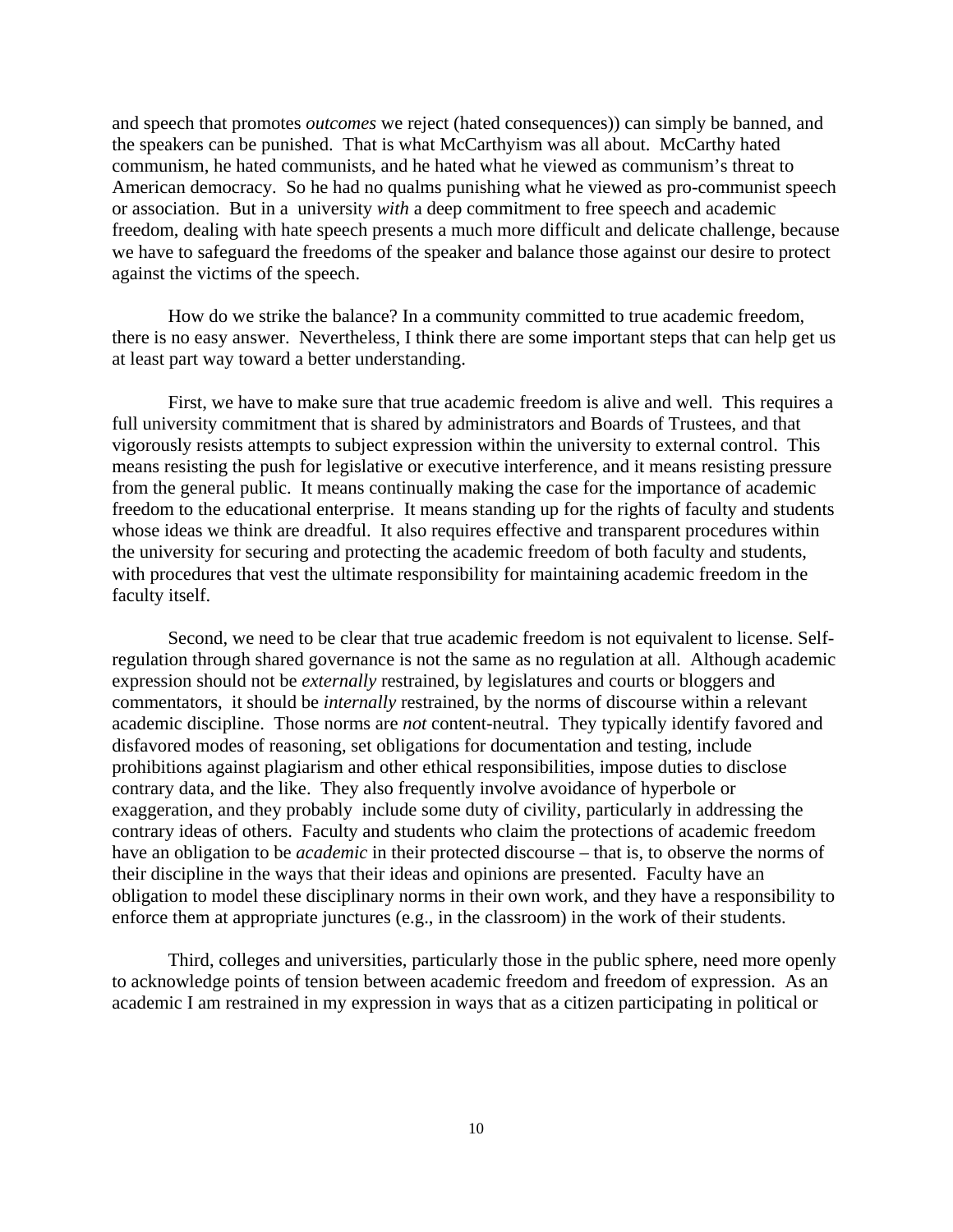and speech that promotes *outcomes* we reject (hated consequences)) can simply be banned, and the speakers can be punished. That is what McCarthyism was all about. McCarthy hated communism, he hated communists, and he hated what he viewed as communism's threat to American democracy. So he had no qualms punishing what he viewed as pro-communist speech or association. But in a university *with* a deep commitment to free speech and academic freedom, dealing with hate speech presents a much more difficult and delicate challenge, because we have to safeguard the freedoms of the speaker and balance those against our desire to protect against the victims of the speech.

How do we strike the balance? In a community committed to true academic freedom, there is no easy answer. Nevertheless, I think there are some important steps that can help get us at least part way toward a better understanding.

First, we have to make sure that true academic freedom is alive and well. This requires a full university commitment that is shared by administrators and Boards of Trustees, and that vigorously resists attempts to subject expression within the university to external control. This means resisting the push for legislative or executive interference, and it means resisting pressure from the general public. It means continually making the case for the importance of academic freedom to the educational enterprise. It means standing up for the rights of faculty and students whose ideas we think are dreadful. It also requires effective and transparent procedures within the university for securing and protecting the academic freedom of both faculty and students, with procedures that vest the ultimate responsibility for maintaining academic freedom in the faculty itself.

Second, we need to be clear that true academic freedom is not equivalent to license. Self-regulation through shared governance is not the same as no regulation at all. Although academic expression should not be *externally* restrained, by legislatures and courts or bloggers and commentators, it should be *internally* restrained, by the norms of discourse within a relevant academic discipline. Those norms are *not* content-neutral. They typically identify favored and disfavored modes of reasoning, set obligations for documentation and testing, include prohibitions against plagiarism and other ethical responsibilities, impose duties to disclose contrary data, and the like. They also frequently involve avoidance of hyperbole or exaggeration, and they probably include some duty of civility, particularly in addressing the contrary ideas of others. Faculty and students who claim the protections of academic freedom have an obligation to be *academic* in their protected discourse – that is, to observe the norms of their discipline in the ways that their ideas and opinions are presented. Faculty have an obligation to model these disciplinary norms in their own work, and they have a responsibility to enforce them at appropriate junctures (e.g., in the classroom) in the work of their students.

Third, colleges and universities, particularly those in the public sphere, need more openly to acknowledge points of tension between academic freedom and freedom of expression. As an academic I am restrained in my expression in ways that as a citizen participating in political or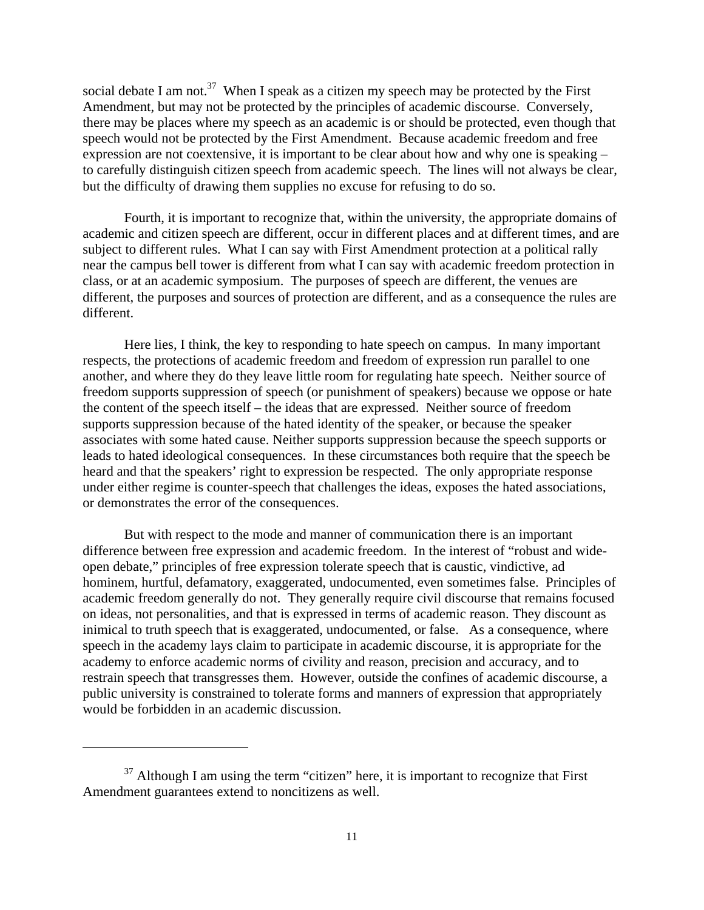social debate I am not.[37] When I speak as a citizen my speech may be protected by the First Amendment, but may not be protected by the principles of academic discourse. Conversely, there may be places where my speech as an academic is or should be protected, even though that speech would not be protected by the First Amendment. Because academic freedom and free expression are not coextensive, it is important to be clear about how and why one is speaking – to carefully distinguish citizen speech from academic speech. The lines will not always be clear, but the difficulty of drawing them supplies no excuse for refusing to do so.

Fourth, it is important to recognize that, within the university, the appropriate domains of academic and citizen speech are different, occur in different places and at different times, and are subject to different rules. What I can say with First Amendment protection at a political rally near the campus bell tower is different from what I can say with academic freedom protection in class, or at an academic symposium. The purposes of speech are different, the venues are different, the purposes and sources of protection are different, and as a consequence the rules are different.

Here lies, I think, the key to responding to hate speech on campus. In many important respects, the protections of academic freedom and freedom of expression run parallel to one another, and where they do they leave little room for regulating hate speech. Neither source of freedom supports suppression of speech (or punishment of speakers) because we oppose or hate the content of the speech itself – the ideas that are expressed. Neither source of freedom supports suppression because of the hated identity of the speaker, or because the speaker associates with some hated cause. Neither supports suppression because the speech supports or leads to hated ideological consequences. In these circumstances both require that the speech be heard and that the speakers' right to expression be respected. The only appropriate response under either regime is counter-speech that challenges the ideas, exposes the hated associations, or demonstrates the error of the consequences.

But with respect to the mode and manner of communication there is an important difference between free expression and academic freedom. In the interest of "robust and wide-open debate," principles of free expression tolerate speech that is caustic, vindictive, ad hominem, hurtful, defamatory, exaggerated, undocumented, even sometimes false. Principles of academic freedom generally do not. They generally require civil discourse that remains focused on ideas, not personalities, and that is expressed in terms of academic reason. They discount as inimical to truth speech that is exaggerated, undocumented, or false. As a consequence, where speech in the academy lays claim to participate in academic discourse, it is appropriate for the academy to enforce academic norms of civility and reason, precision and accuracy, and to restrain speech that transgresses them. However, outside the confines of academic discourse, a public university is constrained to tolerate forms and manners of expression that appropriately would be forbidden in an academic discussion.

[37] Although I am using the term "citizen" here, it is important to recognize that First Amendment guarantees extend to noncitizens as well.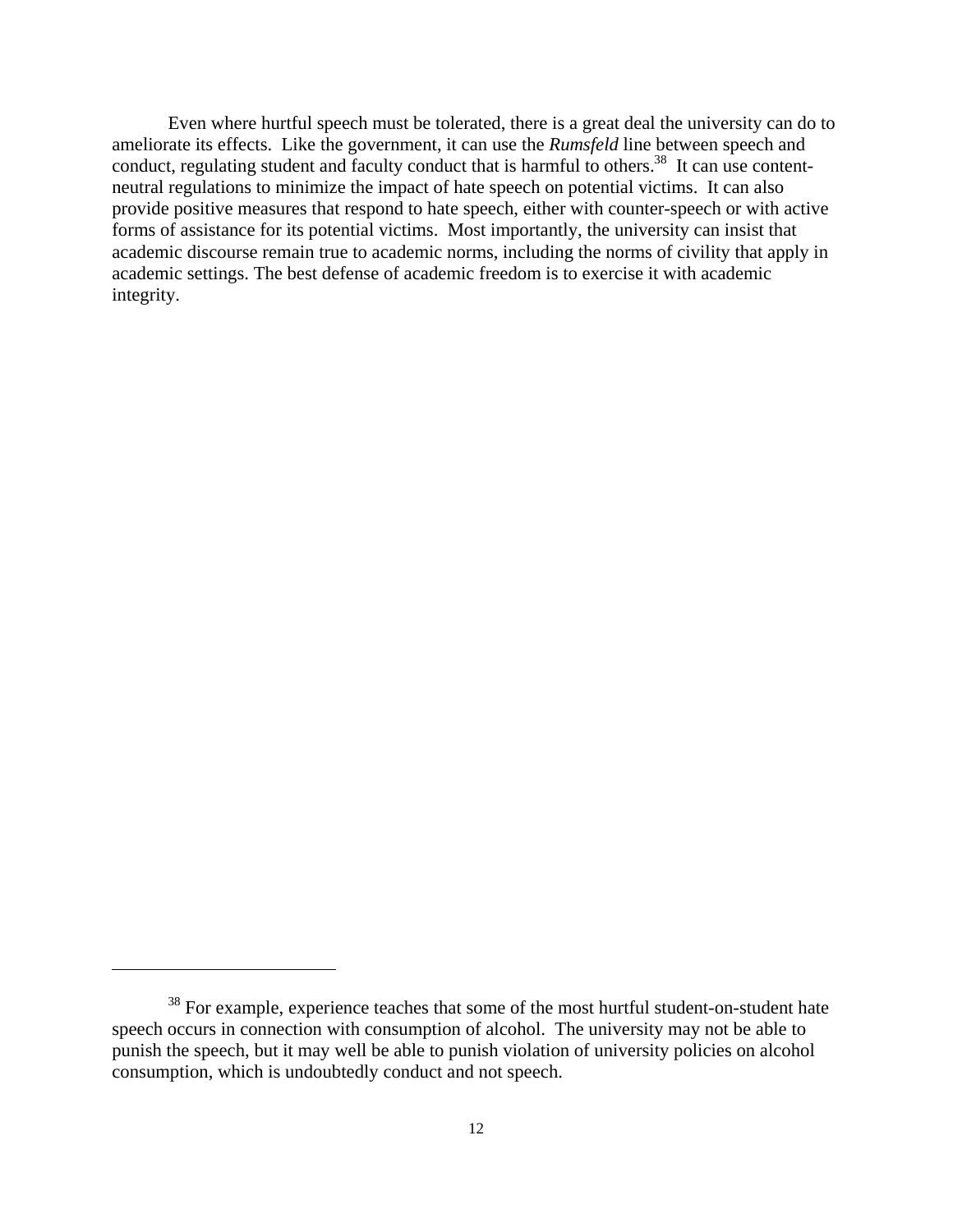Even where hurtful speech must be tolerated, there is a great deal the university can do to ameliorate its effects. Like the government, it can use the *Rumsfeld* line between speech and conduct, regulating student and faculty conduct that is harmful to others.[38] It can use content-neutral regulations to minimize the impact of hate speech on potential victims. It can also provide positive measures that respond to hate speech, either with counter-speech or with active forms of assistance for its potential victims. Most importantly, the university can insist that academic discourse remain true to academic norms, including the norms of civility that apply in academic settings. The best defense of academic freedom is to exercise it with academic integrity.

---

[38] For example, experience teaches that some of the most hurtful student-on-student hate speech occurs in connection with consumption of alcohol. The university may not be able to punish the speech, but it may well be able to punish violation of university policies on alcohol consumption, which is undoubtedly conduct and not speech.